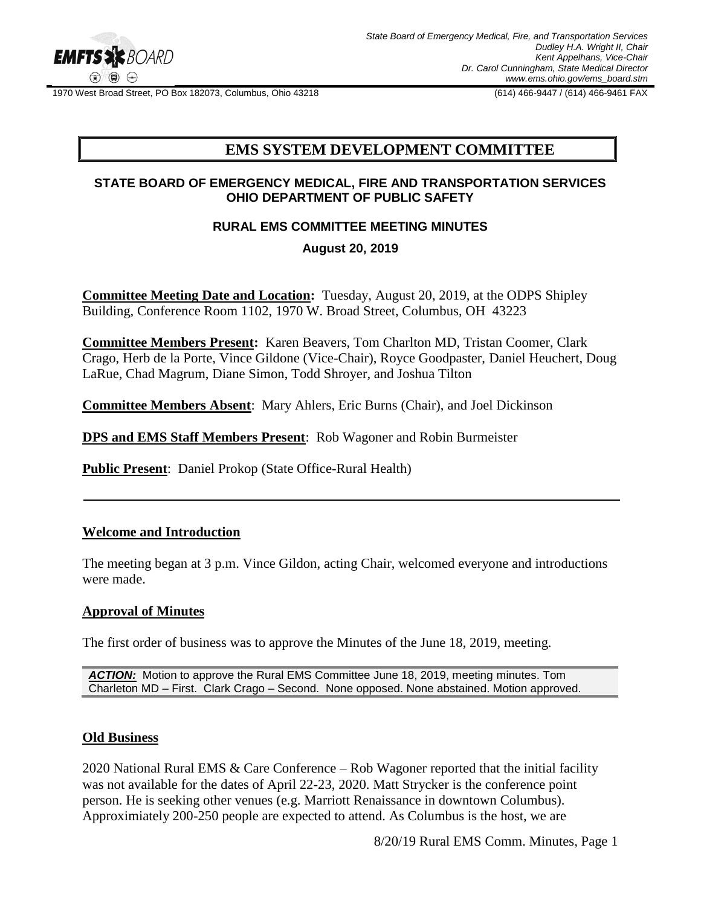State Board of Emergency Medical, Fire, and Transportation Services
Dudley H.A. Wright II, Chair
Kent Appelhans, Vice-Chair
Dr. Carol Cunningham, State Medical Director
www.ems.ohio.gov/ems_board.stm

1970 West Broad Street, PO Box 182073, Columbus, Ohio 43218 (614) 466-9447 / (614) 466-9461 FAX

# EMS SYSTEM DEVELOPMENT COMMITTEE

**STATE BOARD OF EMERGENCY MEDICAL, FIRE AND TRANSPORTATION SERVICES**
**OHIO DEPARTMENT OF PUBLIC SAFETY**

**RURAL EMS COMMITTEE MEETING MINUTES**

**August 20, 2019**

**Committee Meeting Date and Location:** Tuesday, August 20, 2019, at the ODPS Shipley Building, Conference Room 1102, 1970 W. Broad Street, Columbus, OH 43223

**Committee Members Present:** Karen Beavers, Tom Charlton MD, Tristan Coomer, Clark Crago, Herb de la Porte, Vince Gildone (Vice-Chair), Royce Goodpaster, Daniel Heuchert, Doug LaRue, Chad Magrum, Diane Simon, Todd Shroyer, and Joshua Tilton

**Committee Members Absent**: Mary Ahlers, Eric Burns (Chair), and Joel Dickinson

**DPS and EMS Staff Members Present**: Rob Wagoner and Robin Burmeister

**Public Present**: Daniel Prokop (State Office-Rural Health)

---

## Welcome and Introduction

The meeting began at 3 p.m. Vince Gildon, acting Chair, welcomed everyone and introductions were made.

## Approval of Minutes

The first order of business was to approve the Minutes of the June 18, 2019, meeting.

***ACTION:*** Motion to approve the Rural EMS Committee June 18, 2019, meeting minutes. Tom Charleton MD – First. Clark Crago – Second. None opposed. None abstained. Motion approved.

## Old Business

2020 National Rural EMS & Care Conference – Rob Wagoner reported that the initial facility was not available for the dates of April 22-23, 2020. Matt Strycker is the conference point person. He is seeking other venues (e.g. Marriott Renaissance in downtown Columbus). Approximiately 200-250 people are expected to attend. As Columbus is the host, we are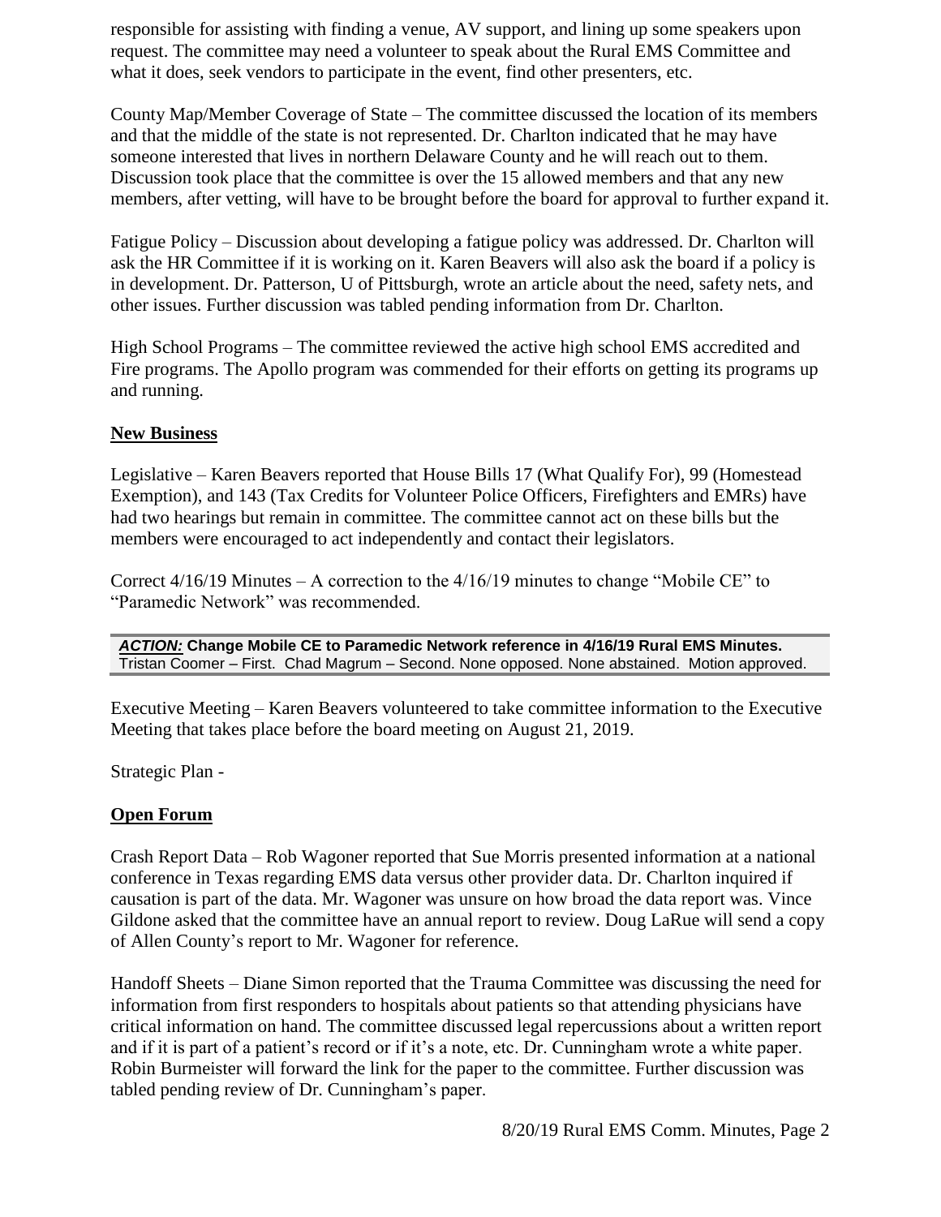responsible for assisting with finding a venue, AV support, and lining up some speakers upon request. The committee may need a volunteer to speak about the Rural EMS Committee and what it does, seek vendors to participate in the event, find other presenters, etc.

County Map/Member Coverage of State – The committee discussed the location of its members and that the middle of the state is not represented. Dr. Charlton indicated that he may have someone interested that lives in northern Delaware County and he will reach out to them. Discussion took place that the committee is over the 15 allowed members and that any new members, after vetting, will have to be brought before the board for approval to further expand it.

Fatigue Policy – Discussion about developing a fatigue policy was addressed. Dr. Charlton will ask the HR Committee if it is working on it. Karen Beavers will also ask the board if a policy is in development. Dr. Patterson, U of Pittsburgh, wrote an article about the need, safety nets, and other issues. Further discussion was tabled pending information from Dr. Charlton.

High School Programs – The committee reviewed the active high school EMS accredited and Fire programs. The Apollo program was commended for their efforts on getting its programs up and running.

## New Business

Legislative – Karen Beavers reported that House Bills 17 (What Qualify For), 99 (Homestead Exemption), and 143 (Tax Credits for Volunteer Police Officers, Firefighters and EMRs) have had two hearings but remain in committee. The committee cannot act on these bills but the members were encouraged to act independently and contact their legislators.

Correct 4/16/19 Minutes – A correction to the 4/16/19 minutes to change "Mobile CE" to "Paramedic Network" was recommended.

***ACTION:*** **Change Mobile CE to Paramedic Network reference in 4/16/19 Rural EMS Minutes.**
Tristan Coomer – First. Chad Magrum – Second. None opposed. None abstained. Motion approved.

Executive Meeting – Karen Beavers volunteered to take committee information to the Executive Meeting that takes place before the board meeting on August 21, 2019.

Strategic Plan -

## Open Forum

Crash Report Data – Rob Wagoner reported that Sue Morris presented information at a national conference in Texas regarding EMS data versus other provider data. Dr. Charlton inquired if causation is part of the data. Mr. Wagoner was unsure on how broad the data report was. Vince Gildone asked that the committee have an annual report to review. Doug LaRue will send a copy of Allen County's report to Mr. Wagoner for reference.

Handoff Sheets – Diane Simon reported that the Trauma Committee was discussing the need for information from first responders to hospitals about patients so that attending physicians have critical information on hand. The committee discussed legal repercussions about a written report and if it is part of a patient's record or if it's a note, etc. Dr. Cunningham wrote a white paper. Robin Burmeister will forward the link for the paper to the committee. Further discussion was tabled pending review of Dr. Cunningham's paper.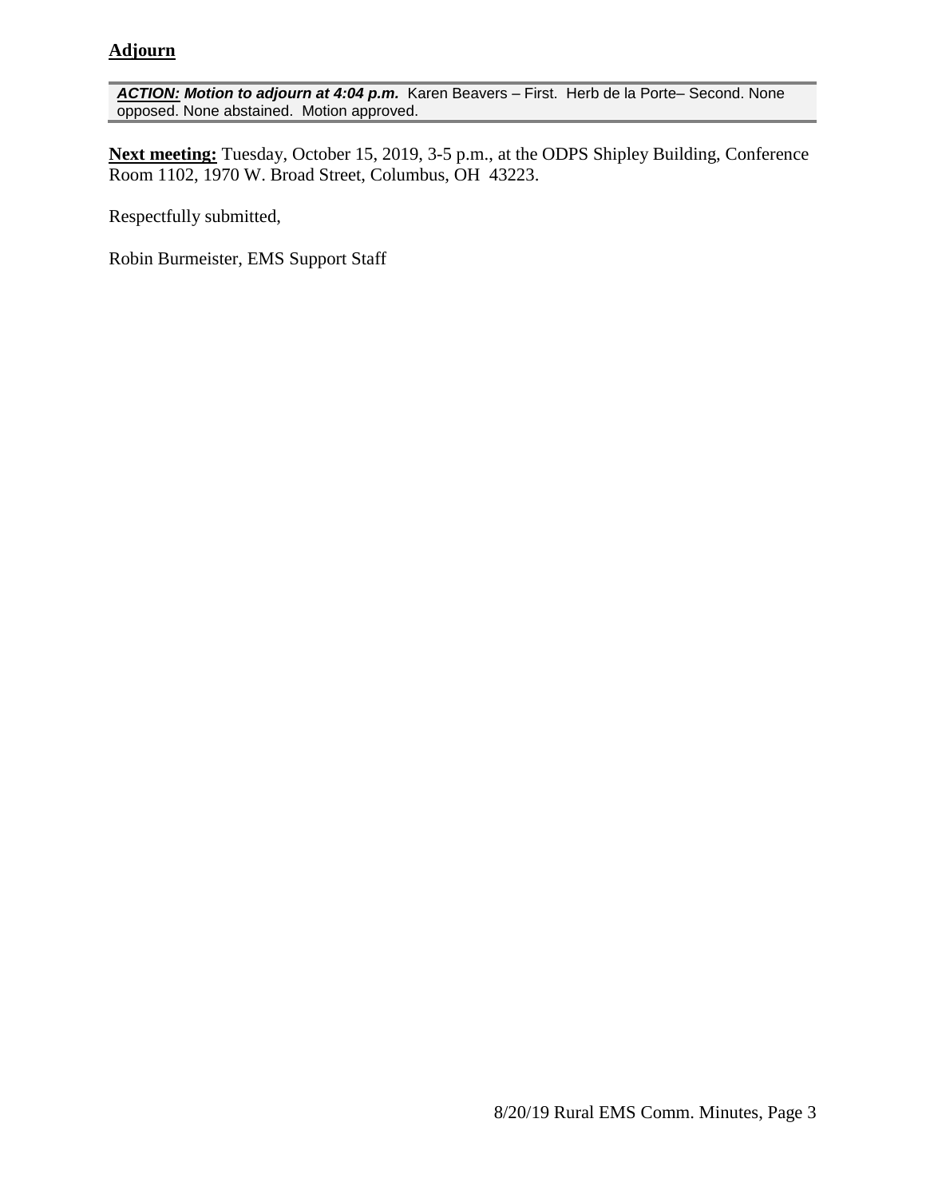## Adjourn

***ACTION:*** ***Motion to adjourn at 4:04 p.m.*** Karen Beavers – First. Herb de la Porte– Second. None opposed. None abstained. Motion approved.

**Next meeting:** Tuesday, October 15, 2019, 3-5 p.m., at the ODPS Shipley Building, Conference Room 1102, 1970 W. Broad Street, Columbus, OH 43223.

Respectfully submitted,

Robin Burmeister, EMS Support Staff